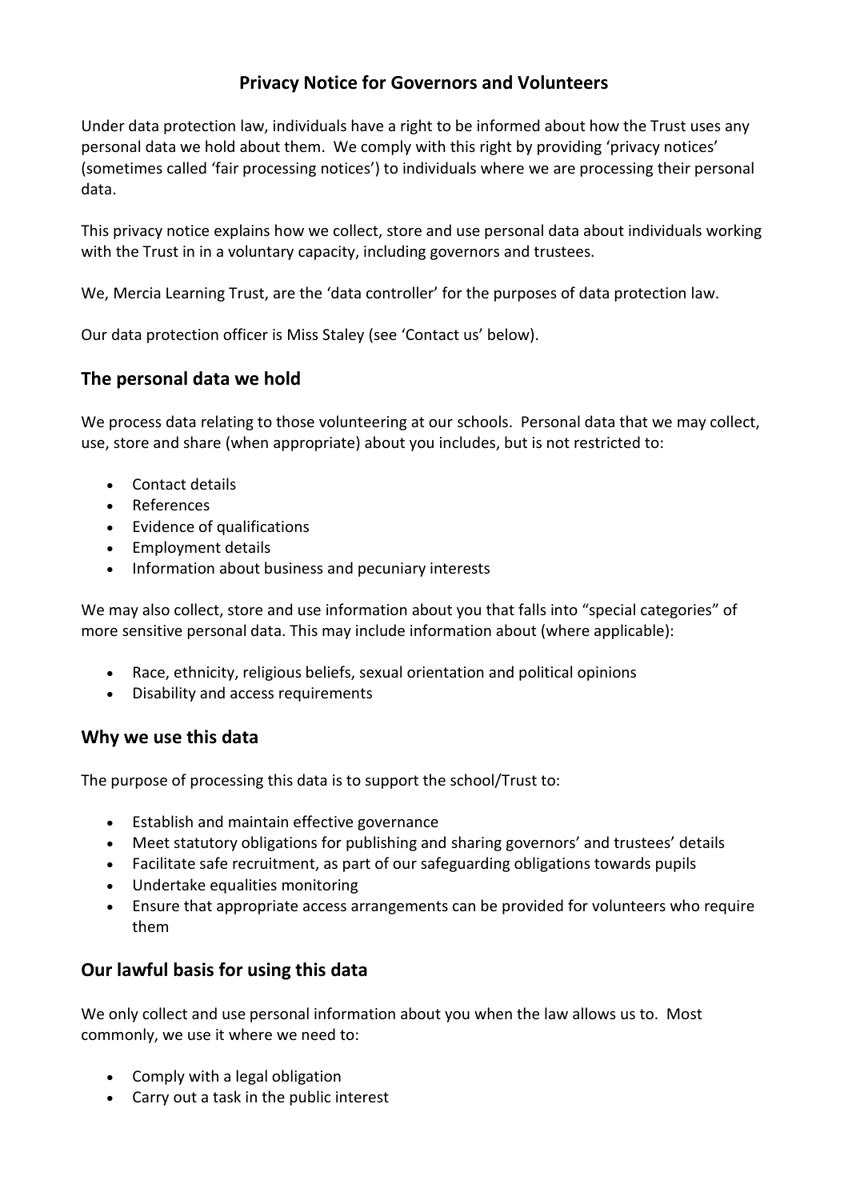# Privacy Notice for Governors and Volunteers

Under data protection law, individuals have a right to be informed about how the Trust uses any personal data we hold about them. We comply with this right by providing 'privacy notices' (sometimes called 'fair processing notices') to individuals where we are processing their personal data.

This privacy notice explains how we collect, store and use personal data about individuals working with the Trust in in a voluntary capacity, including governors and trustees.

We, Mercia Learning Trust, are the 'data controller' for the purposes of data protection law.

Our data protection officer is Miss Staley (see 'Contact us' below).

## The personal data we hold

We process data relating to those volunteering at our schools. Personal data that we may collect, use, store and share (when appropriate) about you includes, but is not restricted to:

- Contact details
- References
- Evidence of qualifications
- Employment details
- Information about business and pecuniary interests

We may also collect, store and use information about you that falls into "special categories" of more sensitive personal data. This may include information about (where applicable):

- Race, ethnicity, religious beliefs, sexual orientation and political opinions
- Disability and access requirements

## Why we use this data

The purpose of processing this data is to support the school/Trust to:

- Establish and maintain effective governance
- Meet statutory obligations for publishing and sharing governors' and trustees' details
- Facilitate safe recruitment, as part of our safeguarding obligations towards pupils
- Undertake equalities monitoring
- Ensure that appropriate access arrangements can be provided for volunteers who require them

## Our lawful basis for using this data

We only collect and use personal information about you when the law allows us to. Most commonly, we use it where we need to:

- Comply with a legal obligation
- Carry out a task in the public interest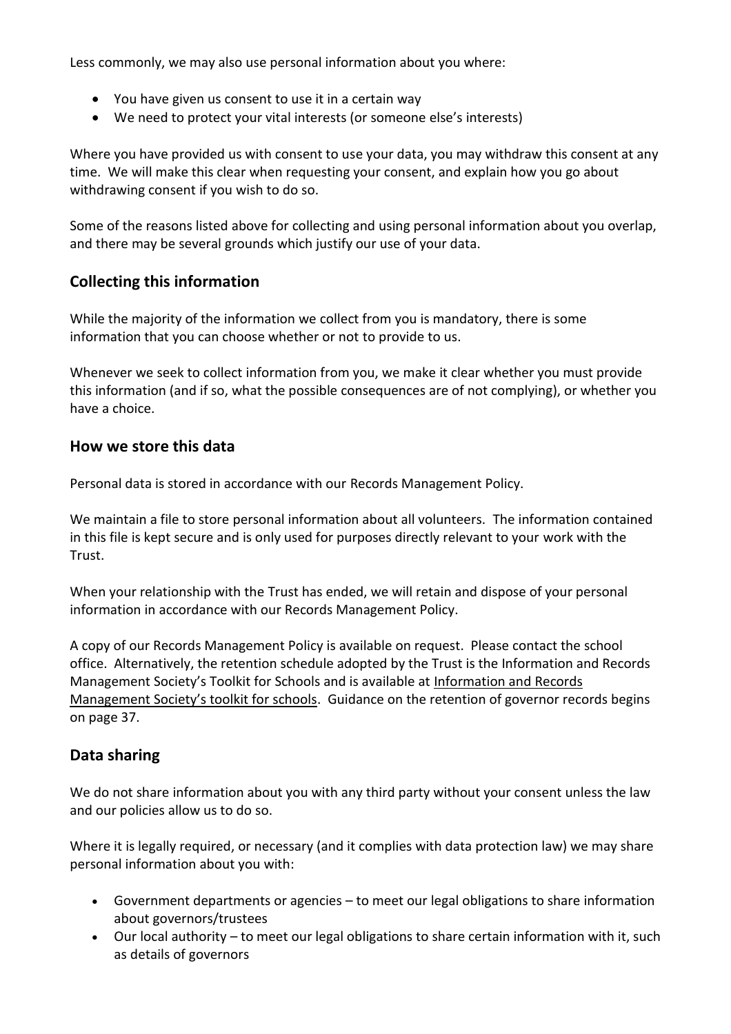Less commonly, we may also use personal information about you where:

- You have given us consent to use it in a certain way
- We need to protect your vital interests (or someone else's interests)

Where you have provided us with consent to use your data, you may withdraw this consent at any time. We will make this clear when requesting your consent, and explain how you go about withdrawing consent if you wish to do so.

Some of the reasons listed above for collecting and using personal information about you overlap, and there may be several grounds which justify our use of your data.

## Collecting this information

While the majority of the information we collect from you is mandatory, there is some information that you can choose whether or not to provide to us.

Whenever we seek to collect information from you, we make it clear whether you must provide this information (and if so, what the possible consequences are of not complying), or whether you have a choice.

## How we store this data

Personal data is stored in accordance with our Records Management Policy.

We maintain a file to store personal information about all volunteers. The information contained in this file is kept secure and is only used for purposes directly relevant to your work with the Trust.

When your relationship with the Trust has ended, we will retain and dispose of your personal information in accordance with our Records Management Policy.

A copy of our Records Management Policy is available on request. Please contact the school office. Alternatively, the retention schedule adopted by the Trust is the Information and Records Management Society's Toolkit for Schools and is available at Information and Records Management Society's toolkit for schools. Guidance on the retention of governor records begins on page 37.

## Data sharing

We do not share information about you with any third party without your consent unless the law and our policies allow us to do so.

Where it is legally required, or necessary (and it complies with data protection law) we may share personal information about you with:

- Government departments or agencies – to meet our legal obligations to share information about governors/trustees
- Our local authority – to meet our legal obligations to share certain information with it, such as details of governors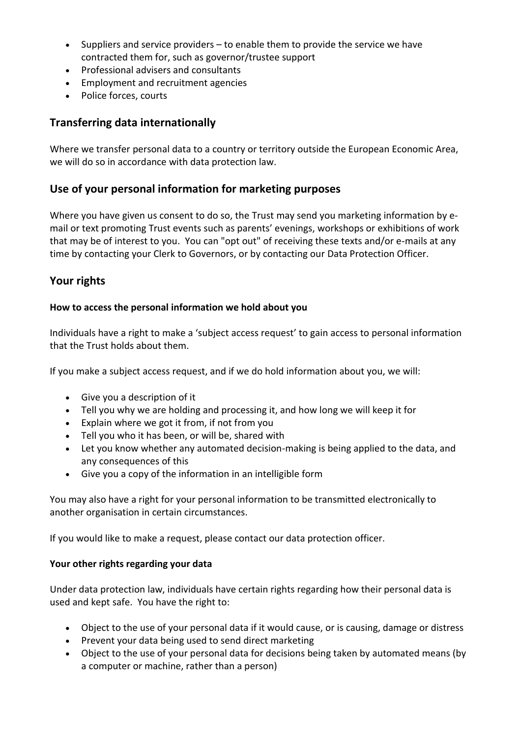- Suppliers and service providers – to enable them to provide the service we have contracted them for, such as governor/trustee support
- Professional advisers and consultants
- Employment and recruitment agencies
- Police forces, courts

## Transferring data internationally

Where we transfer personal data to a country or territory outside the European Economic Area, we will do so in accordance with data protection law.

## Use of your personal information for marketing purposes

Where you have given us consent to do so, the Trust may send you marketing information by e-mail or text promoting Trust events such as parents' evenings, workshops or exhibitions of work that may be of interest to you. You can "opt out" of receiving these texts and/or e-mails at any time by contacting your Clerk to Governors, or by contacting our Data Protection Officer.

## Your rights

### How to access the personal information we hold about you

Individuals have a right to make a 'subject access request' to gain access to personal information that the Trust holds about them.

If you make a subject access request, and if we do hold information about you, we will:

- Give you a description of it
- Tell you why we are holding and processing it, and how long we will keep it for
- Explain where we got it from, if not from you
- Tell you who it has been, or will be, shared with
- Let you know whether any automated decision-making is being applied to the data, and any consequences of this
- Give you a copy of the information in an intelligible form

You may also have a right for your personal information to be transmitted electronically to another organisation in certain circumstances.

If you would like to make a request, please contact our data protection officer.

### Your other rights regarding your data

Under data protection law, individuals have certain rights regarding how their personal data is used and kept safe. You have the right to:

- Object to the use of your personal data if it would cause, or is causing, damage or distress
- Prevent your data being used to send direct marketing
- Object to the use of your personal data for decisions being taken by automated means (by a computer or machine, rather than a person)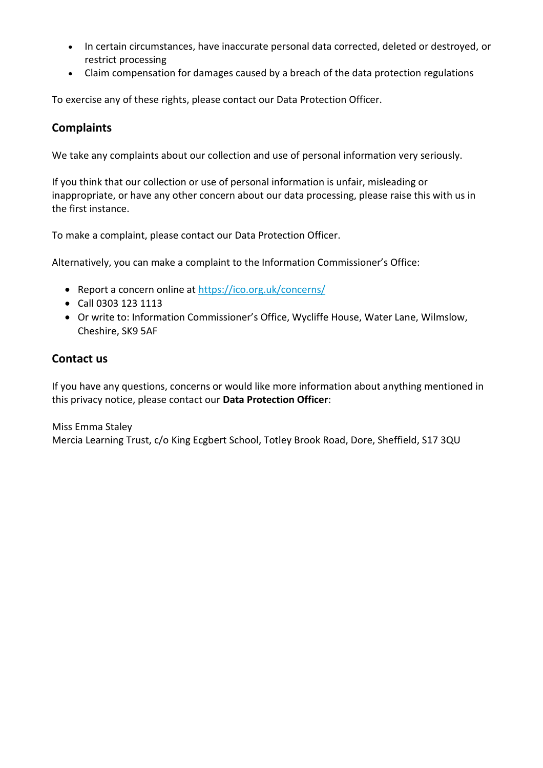- In certain circumstances, have inaccurate personal data corrected, deleted or destroyed, or restrict processing
- Claim compensation for damages caused by a breach of the data protection regulations

To exercise any of these rights, please contact our Data Protection Officer.

## Complaints

We take any complaints about our collection and use of personal information very seriously.

If you think that our collection or use of personal information is unfair, misleading or inappropriate, or have any other concern about our data processing, please raise this with us in the first instance.

To make a complaint, please contact our Data Protection Officer.

Alternatively, you can make a complaint to the Information Commissioner's Office:

- Report a concern online at https://ico.org.uk/concerns/
- Call 0303 123 1113
- Or write to: Information Commissioner's Office, Wycliffe House, Water Lane, Wilmslow, Cheshire, SK9 5AF

## Contact us

If you have any questions, concerns or would like more information about anything mentioned in this privacy notice, please contact our **Data Protection Officer**:

Miss Emma Staley
Mercia Learning Trust, c/o King Ecgbert School, Totley Brook Road, Dore, Sheffield, S17 3QU